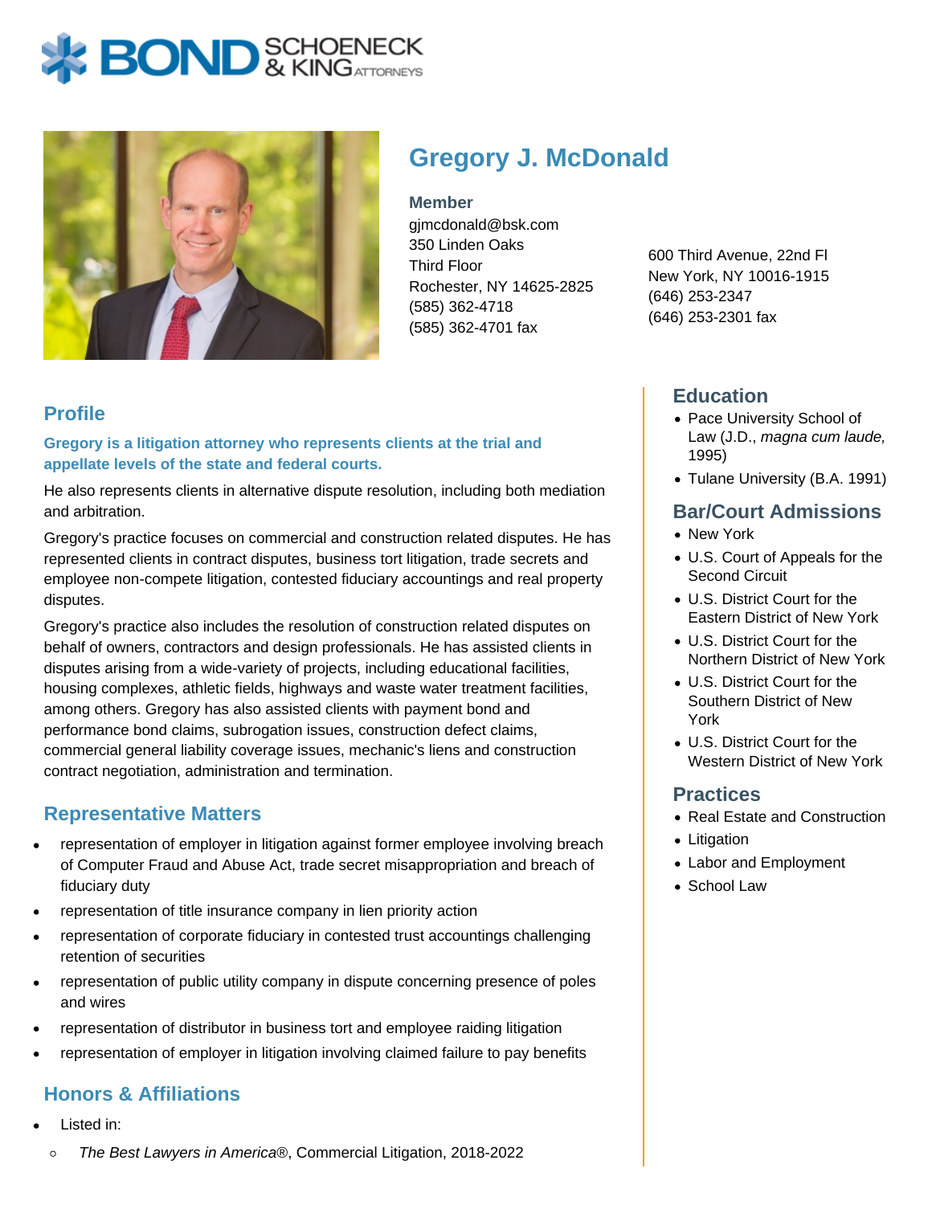# Gregory J. McDonald

**Member**
gjmcdonald@bsk.com
350 Linden Oaks
Third Floor
Rochester, NY 14625-2825
(585) 362-4718
(585) 362-4701 fax

600 Third Avenue, 22nd Fl
New York, NY 10016-1915
(646) 253-2347
(646) 253-2301 fax

## Profile

**Gregory is a litigation attorney who represents clients at the trial and appellate levels of the state and federal courts.**

He also represents clients in alternative dispute resolution, including both mediation and arbitration.

Gregory's practice focuses on commercial and construction related disputes. He has represented clients in contract disputes, business tort litigation, trade secrets and employee non-compete litigation, contested fiduciary accountings and real property disputes.

Gregory's practice also includes the resolution of construction related disputes on behalf of owners, contractors and design professionals. He has assisted clients in disputes arising from a wide-variety of projects, including educational facilities, housing complexes, athletic fields, highways and waste water treatment facilities, among others. Gregory has also assisted clients with payment bond and performance bond claims, subrogation issues, construction defect claims, commercial general liability coverage issues, mechanic's liens and construction contract negotiation, administration and termination.

## Representative Matters

- representation of employer in litigation against former employee involving breach of Computer Fraud and Abuse Act, trade secret misappropriation and breach of fiduciary duty
- representation of title insurance company in lien priority action
- representation of corporate fiduciary in contested trust accountings challenging retention of securities
- representation of public utility company in dispute concerning presence of poles and wires
- representation of distributor in business tort and employee raiding litigation
- representation of employer in litigation involving claimed failure to pay benefits

## Honors & Affiliations

- Listed in:
  - *The Best Lawyers in America*®, Commercial Litigation, 2018-2022

## Education

- Pace University School of Law (J.D., *magna cum laude,* 1995)
- Tulane University (B.A. 1991)

## Bar/Court Admissions

- New York
- U.S. Court of Appeals for the Second Circuit
- U.S. District Court for the Eastern District of New York
- U.S. District Court for the Northern District of New York
- U.S. District Court for the Southern District of New York
- U.S. District Court for the Western District of New York

## Practices

- Real Estate and Construction
- Litigation
- Labor and Employment
- School Law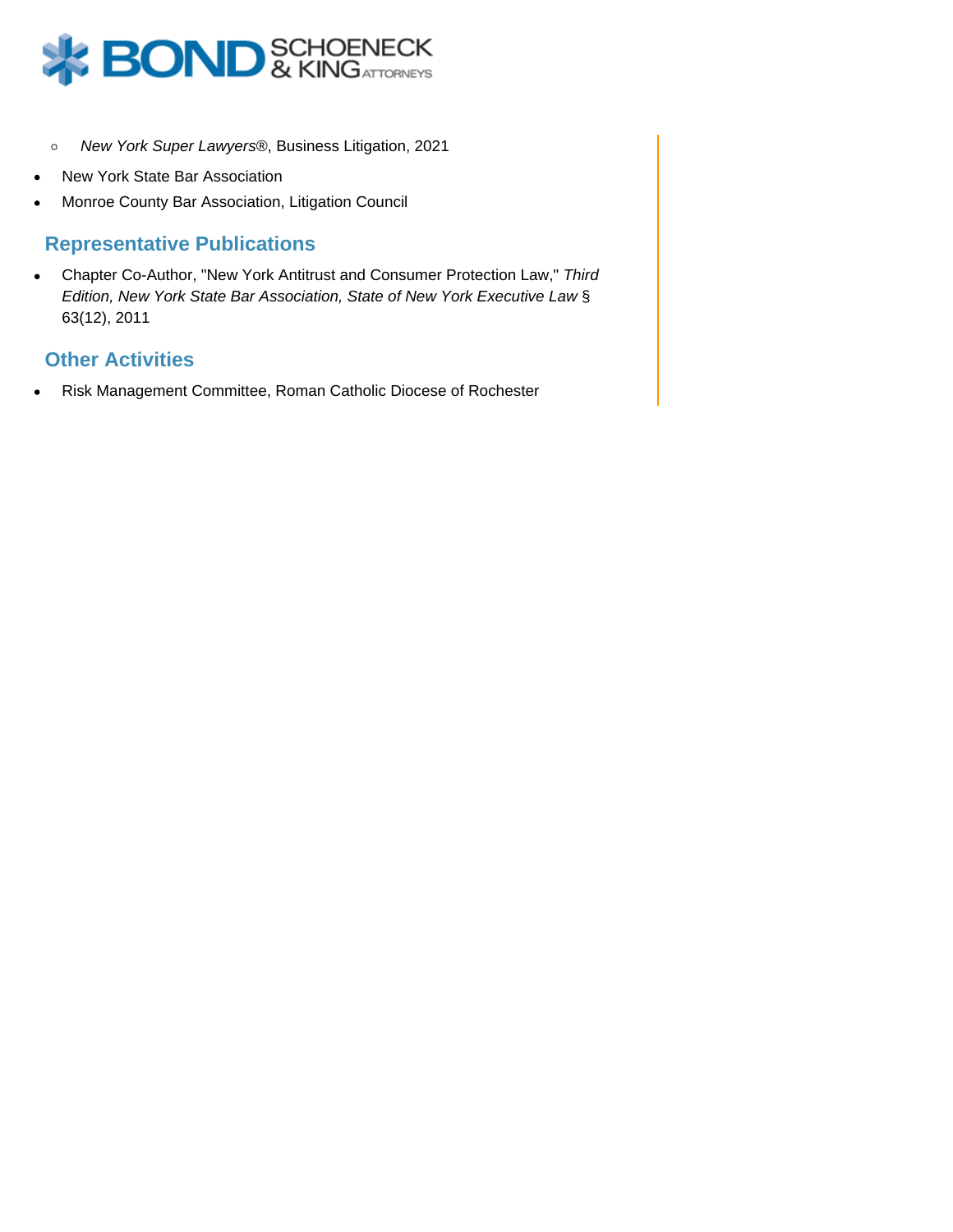- *New York Super Lawyers®*, Business Litigation, 2021
- New York State Bar Association
- Monroe County Bar Association, Litigation Council

## Representative Publications

- Chapter Co-Author, "New York Antitrust and Consumer Protection Law," *Third Edition, New York State Bar Association, State of New York Executive Law* § 63(12), 2011

## Other Activities

- Risk Management Committee, Roman Catholic Diocese of Rochester